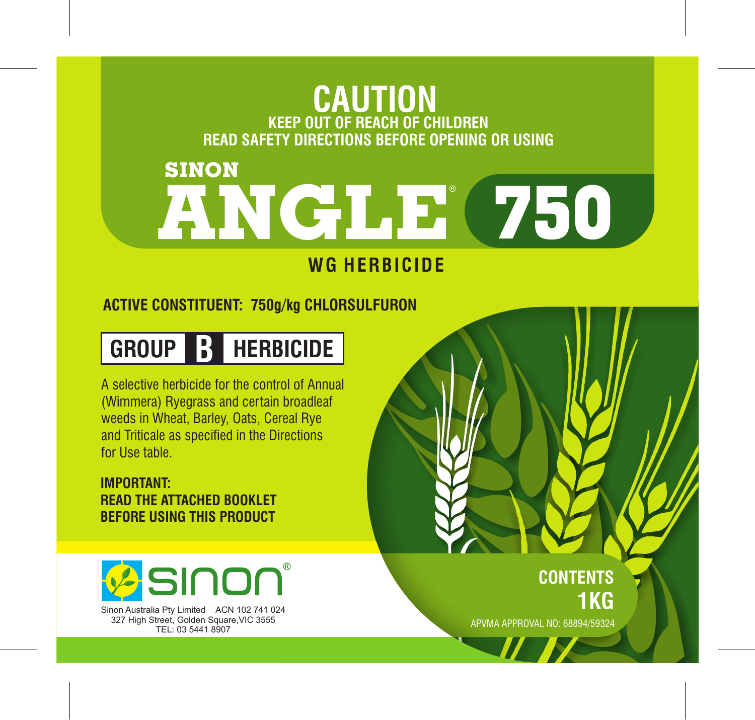# CAUTION

**KEEP OUT OF REACH OF CHILDREN**
**READ SAFETY DIRECTIONS BEFORE OPENING OR USING**

# SINON ANGLE® 750

## WG HERBICIDE

**ACTIVE CONSTITUENT: 750g/kg CHLORSULFURON**

**GROUP B HERBICIDE**

A selective herbicide for the control of Annual (Wimmera) Ryegrass and certain broadleaf weeds in Wheat, Barley, Oats, Cereal Rye and Triticale as specified in the Directions for Use table.

**IMPORTANT:**
**READ THE ATTACHED BOOKLET BEFORE USING THIS PRODUCT**

sinon®

Sinon Australia Pty Limited ACN 102 741 024
327 High Street, Golden Square,VIC 3555
TEL: 03 5441 8907

**CONTENTS 1KG**

APVMA APPROVAL NO: 68894/59324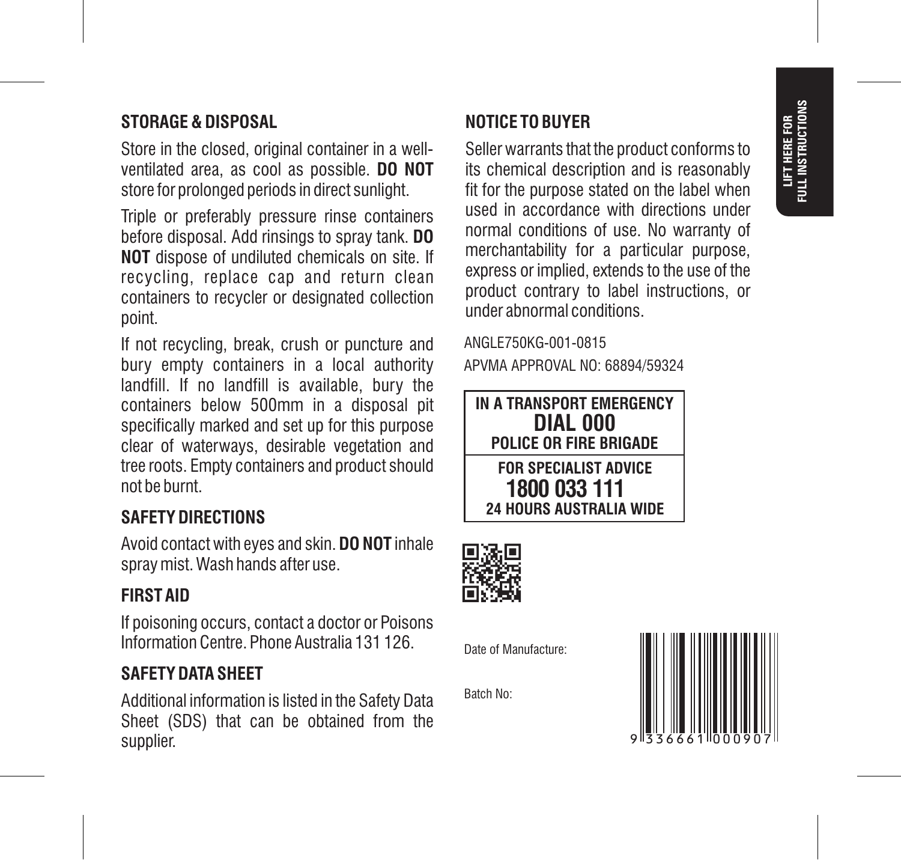## STORAGE & DISPOSAL

Store in the closed, original container in a well-ventilated area, as cool as possible. **DO NOT** store for prolonged periods in direct sunlight.

Triple or preferably pressure rinse containers before disposal. Add rinsings to spray tank. **DO NOT** dispose of undiluted chemicals on site. If recycling, replace cap and return clean containers to recycler or designated collection point.

If not recycling, break, crush or puncture and bury empty containers in a local authority landfill. If no landfill is available, bury the containers below 500mm in a disposal pit specifically marked and set up for this purpose clear of waterways, desirable vegetation and tree roots. Empty containers and product should not be burnt.

## SAFETY DIRECTIONS

Avoid contact with eyes and skin. **DO NOT** inhale spray mist. Wash hands after use.

## FIRST AID

If poisoning occurs, contact a doctor or Poisons Information Centre. Phone Australia 131 126.

## SAFETY DATA SHEET

Additional information is listed in the Safety Data Sheet (SDS) that can be obtained from the supplier.

## NOTICE TO BUYER

Seller warrants that the product conforms to its chemical description and is reasonably fit for the purpose stated on the label when used in accordance with directions under normal conditions of use. No warranty of merchantability for a particular purpose, express or implied, extends to the use of the product contrary to label instructions, or under abnormal conditions.

ANGLE750KG-001-0815

APVMA APPROVAL NO: 68894/59324

| |
|---|
| **IN A TRANSPORT EMERGENCY**<br>**DIAL 000**<br>**POLICE OR FIRE BRIGADE** |
| **FOR SPECIALIST ADVICE**<br>**1800 033 111**<br>**24 HOURS AUSTRALIA WIDE** |

Date of Manufacture:

Batch No:

9 336661 000907

**LIFT HERE FOR FULL INSTRUCTIONS**